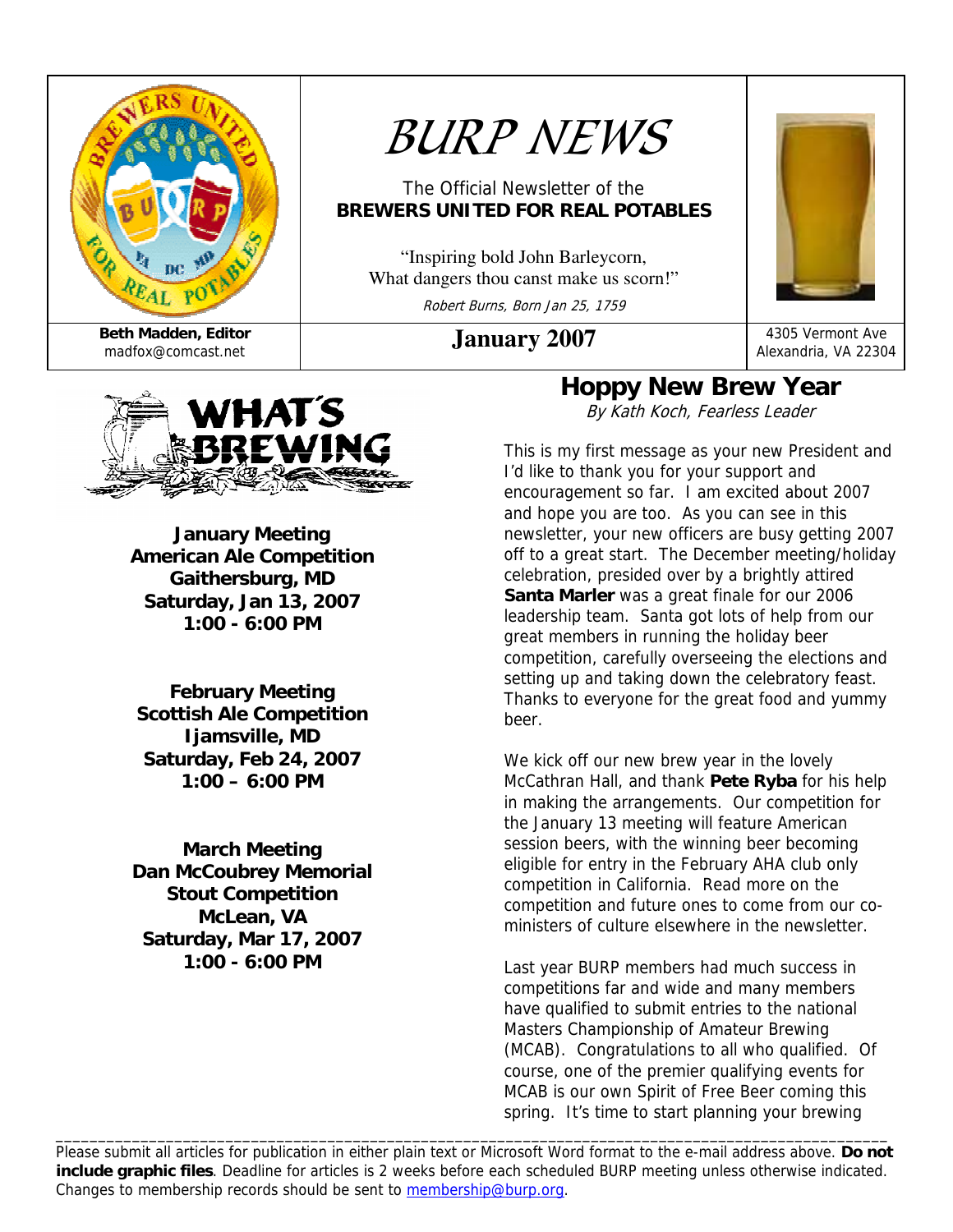# BURP NEWS

The Official Newsletter of the **BREWERS UNITED FOR REAL POTABLES**

"Inspiring bold John Barleycorn,
What dangers thou canst make us scorn!"

*Robert Burns, Born Jan 25, 1759*

**Beth Madden, Editor**
madfox@comcast.net

**January 2007**

4305 Vermont Ave
Alexandria, VA 22304

## WHAT'S BREWING

**January Meeting**
**American Ale Competition**
**Gaithersburg, MD**
**Saturday, Jan 13, 2007**
**1:00 - 6:00 PM**

**February Meeting**
**Scottish Ale Competition**
**Ijamsville, MD**
**Saturday, Feb 24, 2007**
**1:00 – 6:00 PM**

**March Meeting**
**Dan McCoubrey Memorial**
**Stout Competition**
**McLean, VA**
**Saturday, Mar 17, 2007**
**1:00 - 6:00 PM**

## Hoppy New Brew Year

*By Kath Koch, Fearless Leader*

This is my first message as your new President and I'd like to thank you for your support and encouragement so far. I am excited about 2007 and hope you are too. As you can see in this newsletter, your new officers are busy getting 2007 off to a great start. The December meeting/holiday celebration, presided over by a brightly attired **Santa Marler** was a great finale for our 2006 leadership team. Santa got lots of help from our great members in running the holiday beer competition, carefully overseeing the elections and setting up and taking down the celebratory feast. Thanks to everyone for the great food and yummy beer.

We kick off our new brew year in the lovely McCathran Hall, and thank **Pete Ryba** for his help in making the arrangements. Our competition for the January 13 meeting will feature American session beers, with the winning beer becoming eligible for entry in the February AHA club only competition in California. Read more on the competition and future ones to come from our co-ministers of culture elsewhere in the newsletter.

Last year BURP members had much success in competitions far and wide and many members have qualified to submit entries to the national Masters Championship of Amateur Brewing (MCAB). Congratulations to all who qualified. Of course, one of the premier qualifying events for MCAB is our own Spirit of Free Beer coming this spring. It's time to start planning your brewing

---

Please submit all articles for publication in either plain text or Microsoft Word format to the e-mail address above. **Do not include graphic files**. Deadline for articles is 2 weeks before each scheduled BURP meeting unless otherwise indicated. Changes to membership records should be sent to membership@burp.org.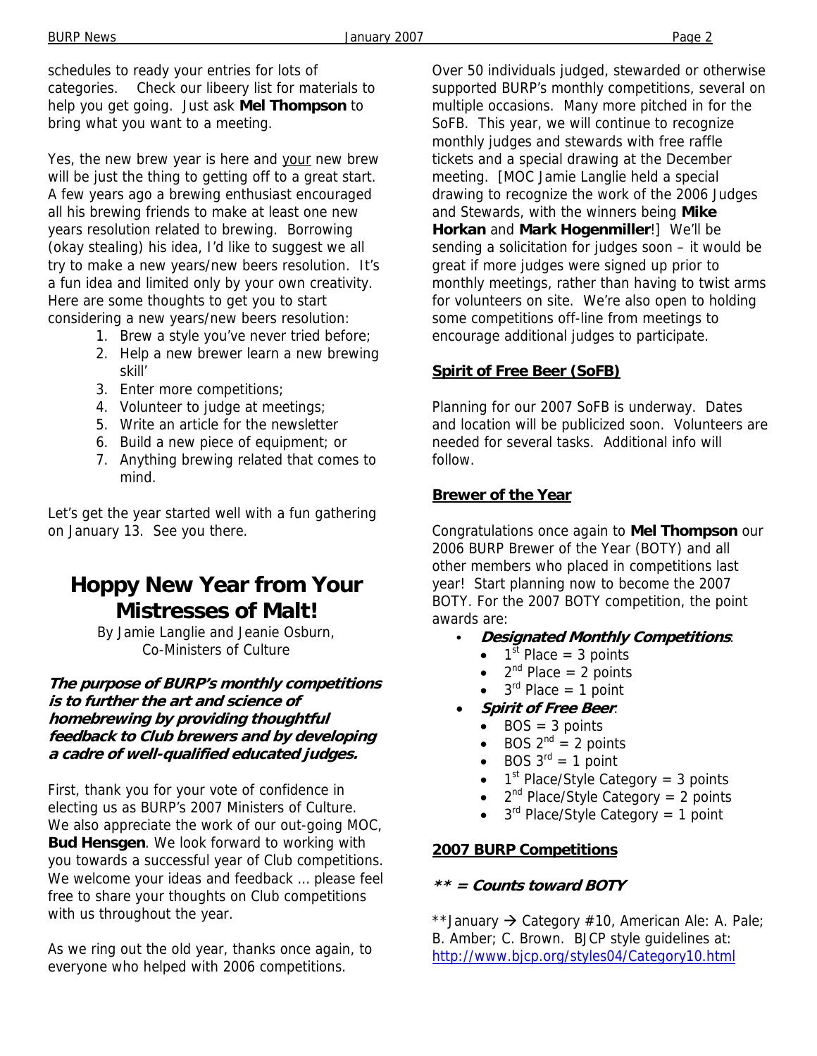schedules to ready your entries for lots of categories. Check our libeery list for materials to help you get going. Just ask **Mel Thompson** to bring what you want to a meeting.

Yes, the new brew year is here and your new brew will be just the thing to getting off to a great start. A few years ago a brewing enthusiast encouraged all his brewing friends to make at least one new years resolution related to brewing. Borrowing (okay stealing) his idea, I'd like to suggest we all try to make a new years/new beers resolution. It's a fun idea and limited only by your own creativity. Here are some thoughts to get you to start considering a new years/new beers resolution:

1. Brew a style you've never tried before;
2. Help a new brewer learn a new brewing skill'
3. Enter more competitions;
4. Volunteer to judge at meetings;
5. Write an article for the newsletter
6. Build a new piece of equipment; or
7. Anything brewing related that comes to mind.

Let's get the year started well with a fun gathering on January 13. See you there.

# Hoppy New Year from Your Mistresses of Malt!

By Jamie Langlie and Jeanie Osburn,
Co-Ministers of Culture

***The purpose of BURP's monthly competitions is to further the art and science of homebrewing by providing thoughtful feedback to Club brewers and by developing a cadre of well-qualified educated judges.***

First, thank you for your vote of confidence in electing us as BURP's 2007 Ministers of Culture. We also appreciate the work of our out-going MOC, **Bud Hensgen**. We look forward to working with you towards a successful year of Club competitions. We welcome your ideas and feedback … please feel free to share your thoughts on Club competitions with us throughout the year.

As we ring out the old year, thanks once again, to everyone who helped with 2006 competitions.

Over 50 individuals judged, stewarded or otherwise supported BURP's monthly competitions, several on multiple occasions. Many more pitched in for the SoFB. This year, we will continue to recognize monthly judges and stewards with free raffle tickets and a special drawing at the December meeting. [MOC Jamie Langlie held a special drawing to recognize the work of the 2006 Judges and Stewards, with the winners being **Mike Horkan** and **Mark Hogenmiller**!] We'll be sending a solicitation for judges soon – it would be great if more judges were signed up prior to monthly meetings, rather than having to twist arms for volunteers on site. We're also open to holding some competitions off-line from meetings to encourage additional judges to participate.

## Spirit of Free Beer (SoFB)

Planning for our 2007 SoFB is underway. Dates and location will be publicized soon. Volunteers are needed for several tasks. Additional info will follow.

## Brewer of the Year

Congratulations once again to **Mel Thompson** our 2006 BURP Brewer of the Year (BOTY) and all other members who placed in competitions last year! Start planning now to become the 2007 BOTY. For the 2007 BOTY competition, the point awards are:

- ***Designated Monthly Competitions***:
  - 1st Place = 3 points
  - 2nd Place = 2 points
  - 3rd Place = 1 point
- ***Spirit of Free Beer***:
  - BOS = 3 points
  - BOS 2nd = 2 points
  - BOS 3rd = 1 point
  - 1st Place/Style Category = 3 points
  - 2nd Place/Style Category = 2 points
  - 3rd Place/Style Category = 1 point

## 2007 BURP Competitions

***** = Counts toward BOTY***

**January → Category #10, American Ale: A. Pale; B. Amber; C. Brown. BJCP style guidelines at: http://www.bjcp.org/styles04/Category10.html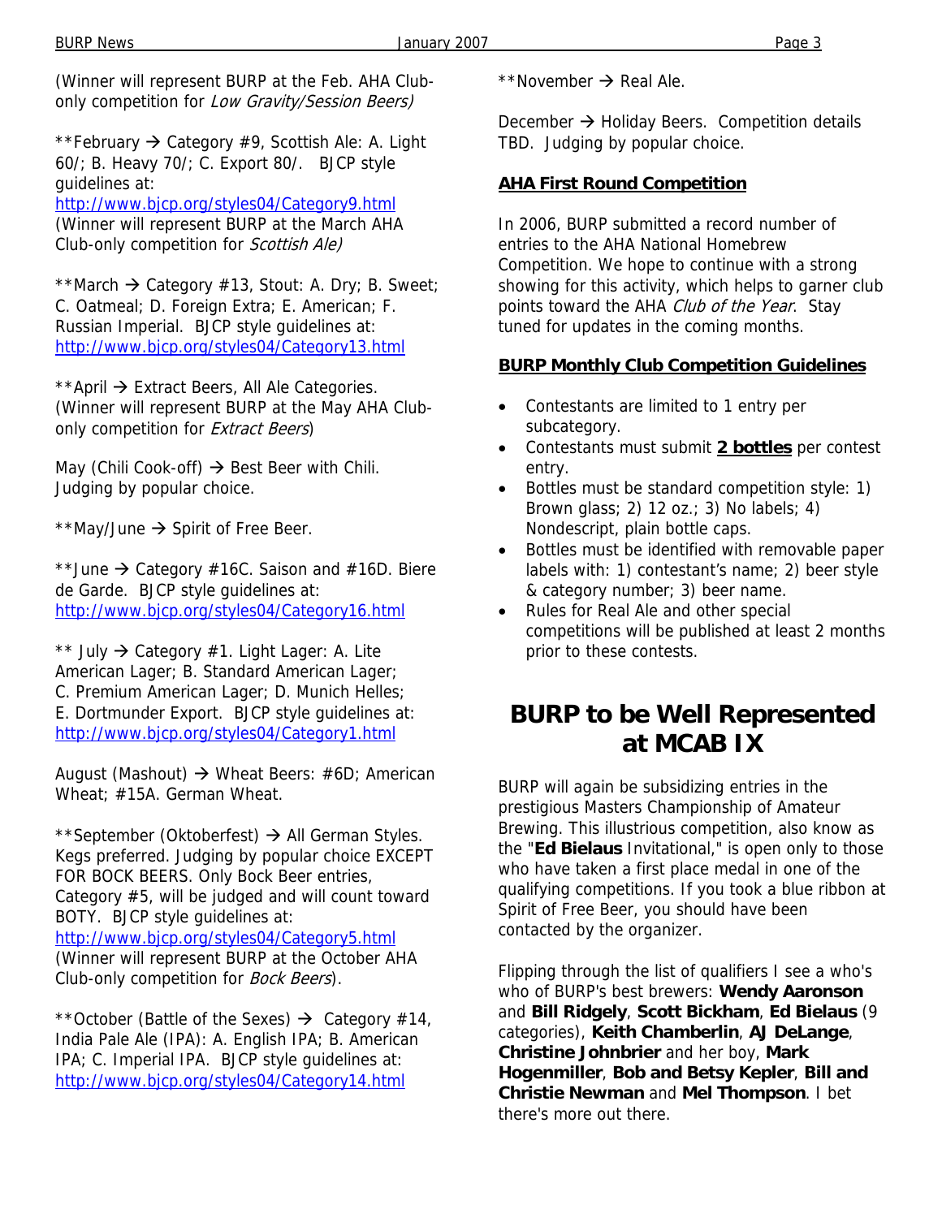(Winner will represent BURP at the Feb. AHA Club-only competition for *Low Gravity/Session Beers)*

**February → Category #9, Scottish Ale: A. Light 60/; B. Heavy 70/; C. Export 80/. BJCP style guidelines at:
http://www.bjcp.org/styles04/Category9.html
(Winner will represent BURP at the March AHA Club-only competition for *Scottish Ale)*

**March → Category #13, Stout: A. Dry; B. Sweet; C. Oatmeal; D. Foreign Extra; E. American; F. Russian Imperial. BJCP style guidelines at:
http://www.bjcp.org/styles04/Category13.html

**April → Extract Beers, All Ale Categories. (Winner will represent BURP at the May AHA Club-only competition for *Extract Beers*)

May (Chili Cook-off) → Best Beer with Chili. Judging by popular choice.

**May/June → Spirit of Free Beer.

**June → Category #16C. Saison and #16D. Biere de Garde. BJCP style guidelines at:
http://www.bjcp.org/styles04/Category16.html

** July → Category #1. Light Lager: A. Lite American Lager; B. Standard American Lager; C. Premium American Lager; D. Munich Helles; E. Dortmunder Export. BJCP style guidelines at:
http://www.bjcp.org/styles04/Category1.html

August (Mashout) → Wheat Beers: #6D; American Wheat; #15A. German Wheat.

**September (Oktoberfest) → All German Styles. Kegs preferred. Judging by popular choice EXCEPT FOR BOCK BEERS. Only Bock Beer entries, Category #5, will be judged and will count toward BOTY. BJCP style guidelines at:
http://www.bjcp.org/styles04/Category5.html
(Winner will represent BURP at the October AHA Club-only competition for *Bock Beers*).

**October (Battle of the Sexes) → Category #14, India Pale Ale (IPA): A. English IPA; B. American IPA; C. Imperial IPA. BJCP style guidelines at:
http://www.bjcp.org/styles04/Category14.html

**November → Real Ale.

December → Holiday Beers. Competition details TBD. Judging by popular choice.

**AHA First Round Competition**

In 2006, BURP submitted a record number of entries to the AHA National Homebrew Competition. We hope to continue with a strong showing for this activity, which helps to garner club points toward the AHA *Club of the Year*. Stay tuned for updates in the coming months.

**BURP Monthly Club Competition Guidelines**

- Contestants are limited to 1 entry per subcategory.
- Contestants must submit **2 bottles** per contest entry.
- Bottles must be standard competition style: 1) Brown glass; 2) 12 oz.; 3) No labels; 4) Nondescript, plain bottle caps.
- Bottles must be identified with removable paper labels with: 1) contestant's name; 2) beer style & category number; 3) beer name.
- Rules for Real Ale and other special competitions will be published at least 2 months prior to these contests.

# BURP to be Well Represented at MCAB IX

BURP will again be subsidizing entries in the prestigious Masters Championship of Amateur Brewing. This illustrious competition, also know as the "**Ed Bielaus** Invitational," is open only to those who have taken a first place medal in one of the qualifying competitions. If you took a blue ribbon at Spirit of Free Beer, you should have been contacted by the organizer.

Flipping through the list of qualifiers I see a who's who of BURP's best brewers: **Wendy Aaronson** and **Bill Ridgely**, **Scott Bickham**, **Ed Bielaus** (9 categories), **Keith Chamberlin**, **AJ DeLange**, **Christine Johnbrier** and her boy, **Mark Hogenmiller**, **Bob and Betsy Kepler**, **Bill and Christie Newman** and **Mel Thompson**. I bet there's more out there.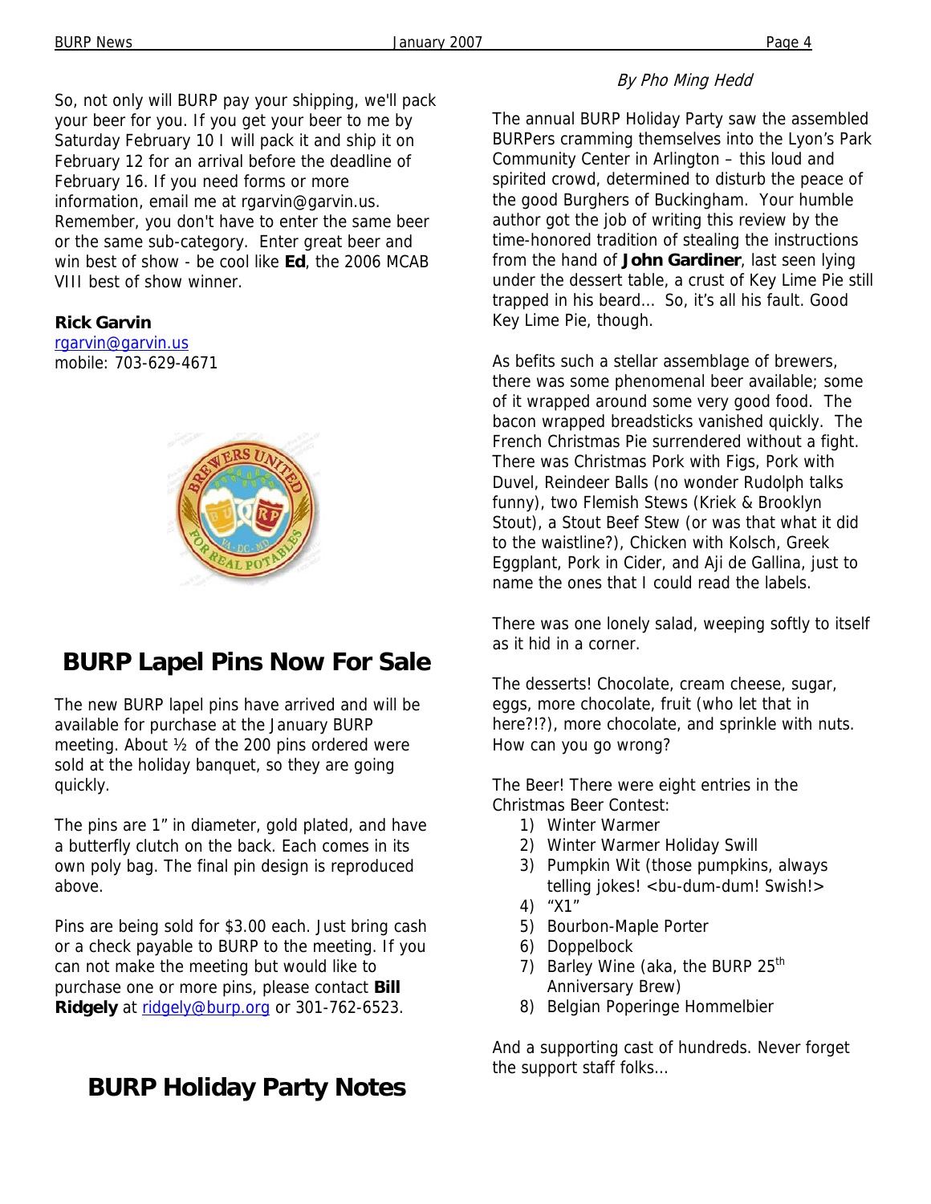So, not only will BURP pay your shipping, we'll pack your beer for you. If you get your beer to me by Saturday February 10 I will pack it and ship it on February 12 for an arrival before the deadline of February 16. If you need forms or more information, email me at rgarvin@garvin.us. Remember, you don't have to enter the same beer or the same sub-category. Enter great beer and win best of show - be cool like **Ed**, the 2006 MCAB VIII best of show winner.

**Rick Garvin**
rgarvin@garvin.us
mobile: 703-629-4671

## BURP Lapel Pins Now For Sale

The new BURP lapel pins have arrived and will be available for purchase at the January BURP meeting. About ½ of the 200 pins ordered were sold at the holiday banquet, so they are going quickly.

The pins are 1" in diameter, gold plated, and have a butterfly clutch on the back. Each comes in its own poly bag. The final pin design is reproduced above.

Pins are being sold for $3.00 each. Just bring cash or a check payable to BURP to the meeting. If you can not make the meeting but would like to purchase one or more pins, please contact **Bill Ridgely** at ridgely@burp.org or 301-762-6523.

## BURP Holiday Party Notes

*By Pho Ming Hedd*

The annual BURP Holiday Party saw the assembled BURPers cramming themselves into the Lyon's Park Community Center in Arlington – this loud and spirited crowd, determined to disturb the peace of the good Burghers of Buckingham. Your humble author got the job of writing this review by the time-honored tradition of stealing the instructions from the hand of **John Gardiner**, last seen lying under the dessert table, a crust of Key Lime Pie still trapped in his beard… So, it's all his fault. Good Key Lime Pie, though.

As befits such a stellar assemblage of brewers, there was some phenomenal beer available; some of it wrapped around some very good food. The bacon wrapped breadsticks vanished quickly. The French Christmas Pie surrendered without a fight. There was Christmas Pork with Figs, Pork with Duvel, Reindeer Balls (no wonder Rudolph talks funny), two Flemish Stews (Kriek & Brooklyn Stout), a Stout Beef Stew (or was that what it did to the waistline?), Chicken with Kolsch, Greek Eggplant, Pork in Cider, and Aji de Gallina, just to name the ones that I could read the labels.

There was one lonely salad, weeping softly to itself as it hid in a corner.

The desserts! Chocolate, cream cheese, sugar, eggs, more chocolate, fruit (who let that in here?!?), more chocolate, and sprinkle with nuts. How can you go wrong?

The Beer! There were eight entries in the Christmas Beer Contest:

1) Winter Warmer
2) Winter Warmer Holiday Swill
3) Pumpkin Wit (those pumpkins, always telling jokes! <bu-dum-dum! Swish!>
4) "X1"
5) Bourbon-Maple Porter
6) Doppelbock
7) Barley Wine (aka, the BURP 25th Anniversary Brew)
8) Belgian Poperinge Hommelbier

And a supporting cast of hundreds. Never forget the support staff folks…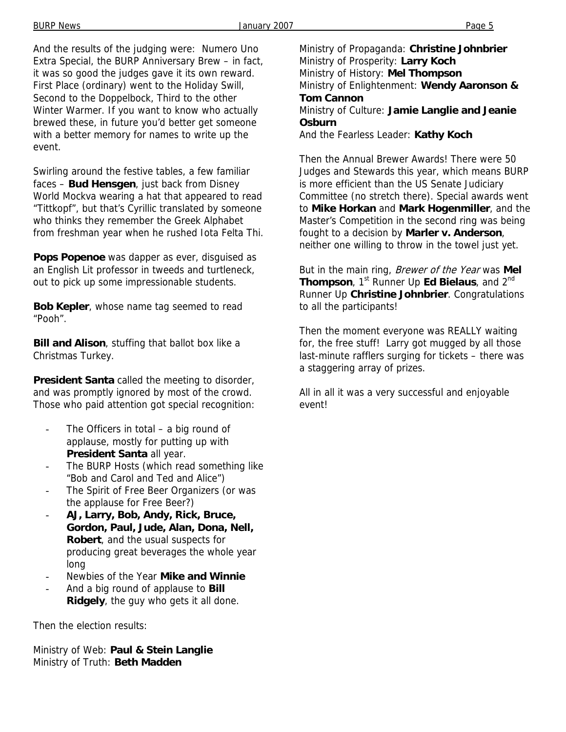And the results of the judging were: Numero Uno Extra Special, the BURP Anniversary Brew – in fact, it was so good the judges gave it its own reward. First Place (ordinary) went to the Holiday Swill, Second to the Doppelbock, Third to the other Winter Warmer. If you want to know who actually brewed these, in future you'd better get someone with a better memory for names to write up the event.

Swirling around the festive tables, a few familiar faces – **Bud Hensgen**, just back from Disney World Mockva wearing a hat that appeared to read "Tittkopf", but that's Cyrillic translated by someone who thinks they remember the Greek Alphabet from freshman year when he rushed Iota Felta Thi.

**Pops Popenoe** was dapper as ever, disguised as an English Lit professor in tweeds and turtleneck, out to pick up some impressionable students.

**Bob Kepler**, whose name tag seemed to read "Pooh".

**Bill and Alison**, stuffing that ballot box like a Christmas Turkey.

**President Santa** called the meeting to disorder, and was promptly ignored by most of the crowd. Those who paid attention got special recognition:

- The Officers in total – a big round of applause, mostly for putting up with **President Santa** all year.
- The BURP Hosts (which read something like "Bob and Carol and Ted and Alice")
- The Spirit of Free Beer Organizers (or was the applause for Free Beer?)
- **AJ, Larry, Bob, Andy, Rick, Bruce, Gordon, Paul, Jude, Alan, Dona, Nell, Robert**, and the usual suspects for producing great beverages the whole year long
- Newbies of the Year **Mike and Winnie**
- And a big round of applause to **Bill Ridgely**, the guy who gets it all done.

Then the election results:

Ministry of Web: **Paul & Stein Langlie**
Ministry of Truth: **Beth Madden**
Ministry of Propaganda: **Christine Johnbrier**
Ministry of Prosperity: **Larry Koch**
Ministry of History: **Mel Thompson**
Ministry of Enlightenment: **Wendy Aaronson & Tom Cannon**
Ministry of Culture: **Jamie Langlie and Jeanie Osburn**
And the Fearless Leader: **Kathy Koch**

Then the Annual Brewer Awards! There were 50 Judges and Stewards this year, which means BURP is more efficient than the US Senate Judiciary Committee (no stretch there). Special awards went to **Mike Horkan** and **Mark Hogenmiller**, and the Master's Competition in the second ring was being fought to a decision by **Marler v. Anderson**, neither one willing to throw in the towel just yet.

But in the main ring, *Brewer of the Year* was **Mel Thompson**, 1st Runner Up **Ed Bielaus**, and 2nd Runner Up **Christine Johnbrier**. Congratulations to all the participants!

Then the moment everyone was REALLY waiting for, the free stuff! Larry got mugged by all those last-minute rafflers surging for tickets – there was a staggering array of prizes.

All in all it was a very successful and enjoyable event!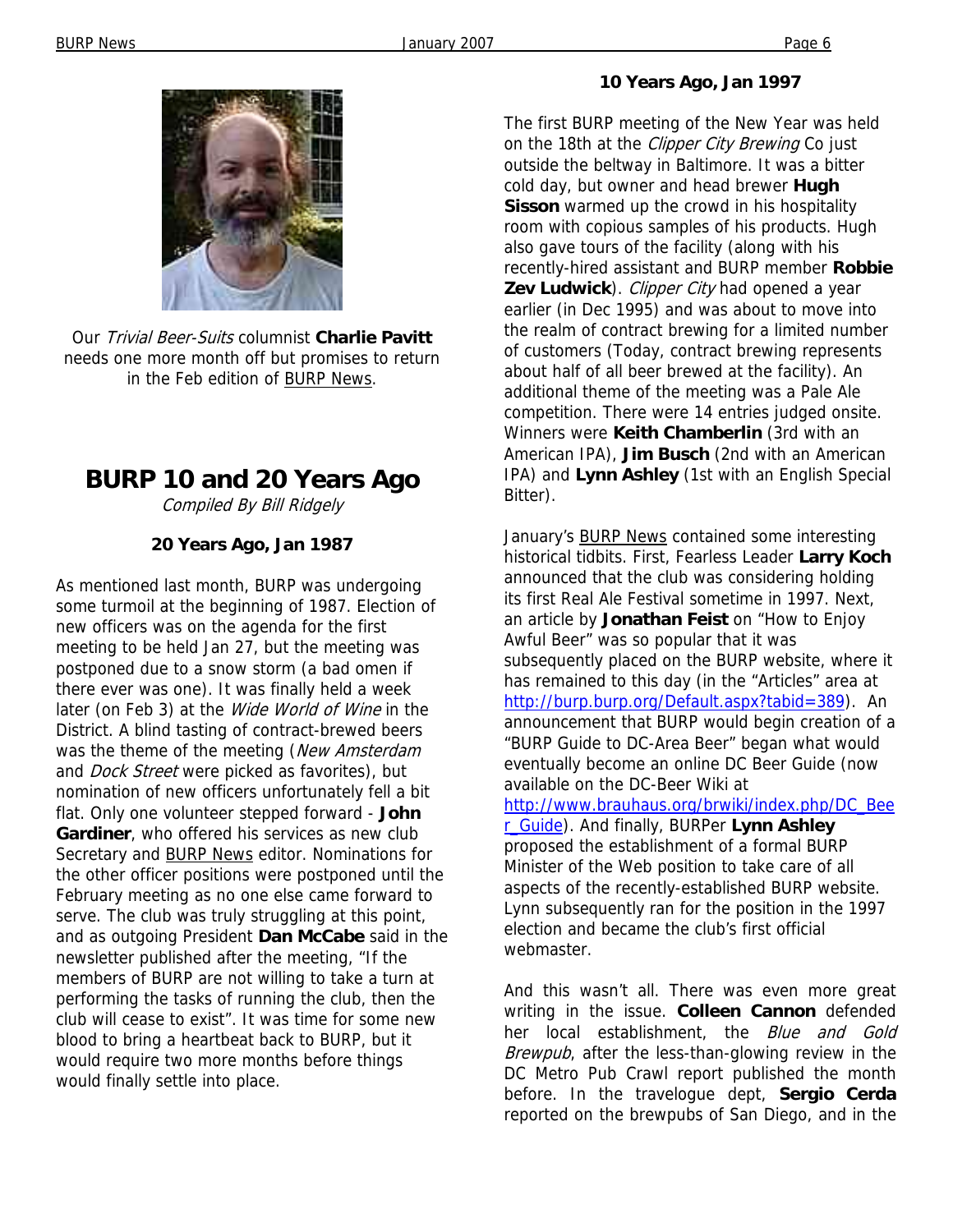Our *Trivial Beer-Suits* columnist **Charlie Pavitt** needs one more month off but promises to return in the Feb edition of BURP News.

# BURP 10 and 20 Years Ago

*Compiled By Bill Ridgely*

### 20 Years Ago, Jan 1987

As mentioned last month, BURP was undergoing some turmoil at the beginning of 1987. Election of new officers was on the agenda for the first meeting to be held Jan 27, but the meeting was postponed due to a snow storm (a bad omen if there ever was one). It was finally held a week later (on Feb 3) at the *Wide World of Wine* in the District. A blind tasting of contract-brewed beers was the theme of the meeting (*New Amsterdam* and *Dock Street* were picked as favorites), but nomination of new officers unfortunately fell a bit flat. Only one volunteer stepped forward - **John Gardiner**, who offered his services as new club Secretary and BURP News editor. Nominations for the other officer positions were postponed until the February meeting as no one else came forward to serve. The club was truly struggling at this point, and as outgoing President **Dan McCabe** said in the newsletter published after the meeting, "If the members of BURP are not willing to take a turn at performing the tasks of running the club, then the club will cease to exist". It was time for some new blood to bring a heartbeat back to BURP, but it would require two more months before things would finally settle into place.

### 10 Years Ago, Jan 1997

The first BURP meeting of the New Year was held on the 18th at the *Clipper City Brewing* Co just outside the beltway in Baltimore. It was a bitter cold day, but owner and head brewer **Hugh Sisson** warmed up the crowd in his hospitality room with copious samples of his products. Hugh also gave tours of the facility (along with his recently-hired assistant and BURP member **Robbie Zev Ludwick**). *Clipper City* had opened a year earlier (in Dec 1995) and was about to move into the realm of contract brewing for a limited number of customers (Today, contract brewing represents about half of all beer brewed at the facility). An additional theme of the meeting was a Pale Ale competition. There were 14 entries judged onsite. Winners were **Keith Chamberlin** (3rd with an American IPA), **Jim Busch** (2nd with an American IPA) and **Lynn Ashley** (1st with an English Special Bitter).

January's BURP News contained some interesting historical tidbits. First, Fearless Leader **Larry Koch** announced that the club was considering holding its first Real Ale Festival sometime in 1997. Next, an article by **Jonathan Feist** on "How to Enjoy Awful Beer" was so popular that it was subsequently placed on the BURP website, where it has remained to this day (in the "Articles" area at http://burp.burp.org/Default.aspx?tabid=389). An announcement that BURP would begin creation of a "BURP Guide to DC-Area Beer" began what would eventually become an online DC Beer Guide (now available on the DC-Beer Wiki at http://www.brauhaus.org/brwiki/index.php/DC_Beer_Guide). And finally, BURPer **Lynn Ashley** proposed the establishment of a formal BURP Minister of the Web position to take care of all aspects of the recently-established BURP website. Lynn subsequently ran for the position in the 1997 election and became the club's first official webmaster.

And this wasn't all. There was even more great writing in the issue. **Colleen Cannon** defended her local establishment, the *Blue and Gold Brewpub*, after the less-than-glowing review in the DC Metro Pub Crawl report published the month before. In the travelogue dept, **Sergio Cerda** reported on the brewpubs of San Diego, and in the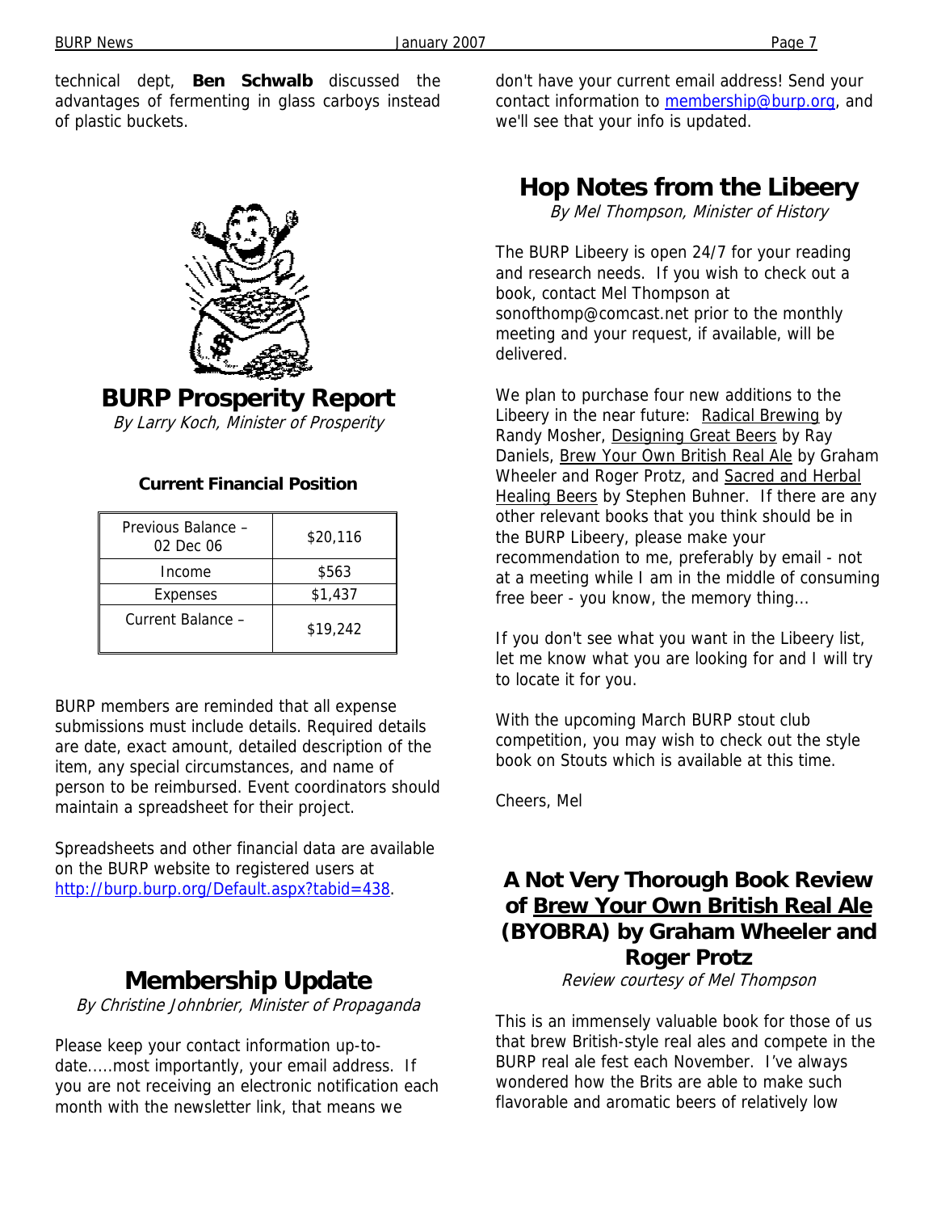technical dept, **Ben Schwalb** discussed the advantages of fermenting in glass carboys instead of plastic buckets.

## BURP Prosperity Report

*By Larry Koch, Minister of Prosperity*

**Current Financial Position**

| Previous Balance – 02 Dec 06 | $20,116 |
|---|---|
| Income | $563 |
| Expenses | $1,437 |
| Current Balance – | $19,242 |

BURP members are reminded that all expense submissions must include details. Required details are date, exact amount, detailed description of the item, any special circumstances, and name of person to be reimbursed. Event coordinators should maintain a spreadsheet for their project.

Spreadsheets and other financial data are available on the BURP website to registered users at http://burp.burp.org/Default.aspx?tabid=438.

## Membership Update

*By Christine Johnbrier, Minister of Propaganda*

Please keep your contact information up-to-date.....most importantly, your email address. If you are not receiving an electronic notification each month with the newsletter link, that means we don't have your current email address! Send your contact information to membership@burp.org, and we'll see that your info is updated.

## Hop Notes from the Libeery

*By Mel Thompson, Minister of History*

The BURP Libeery is open 24/7 for your reading and research needs. If you wish to check out a book, contact Mel Thompson at sonofthomp@comcast.net prior to the monthly meeting and your request, if available, will be delivered.

We plan to purchase four new additions to the Libeery in the near future: Radical Brewing by Randy Mosher, Designing Great Beers by Ray Daniels, Brew Your Own British Real Ale by Graham Wheeler and Roger Protz, and Sacred and Herbal Healing Beers by Stephen Buhner. If there are any other relevant books that you think should be in the BURP Libeery, please make your recommendation to me, preferably by email - not at a meeting while I am in the middle of consuming free beer - you know, the memory thing...

If you don't see what you want in the Libeery list, let me know what you are looking for and I will try to locate it for you.

With the upcoming March BURP stout club competition, you may wish to check out the style book on Stouts which is available at this time.

Cheers, Mel

## A Not Very Thorough Book Review of Brew Your Own British Real Ale (BYOBRA) by Graham Wheeler and Roger Protz

*Review courtesy of Mel Thompson*

This is an immensely valuable book for those of us that brew British-style real ales and compete in the BURP real ale fest each November. I've always wondered how the Brits are able to make such flavorable and aromatic beers of relatively low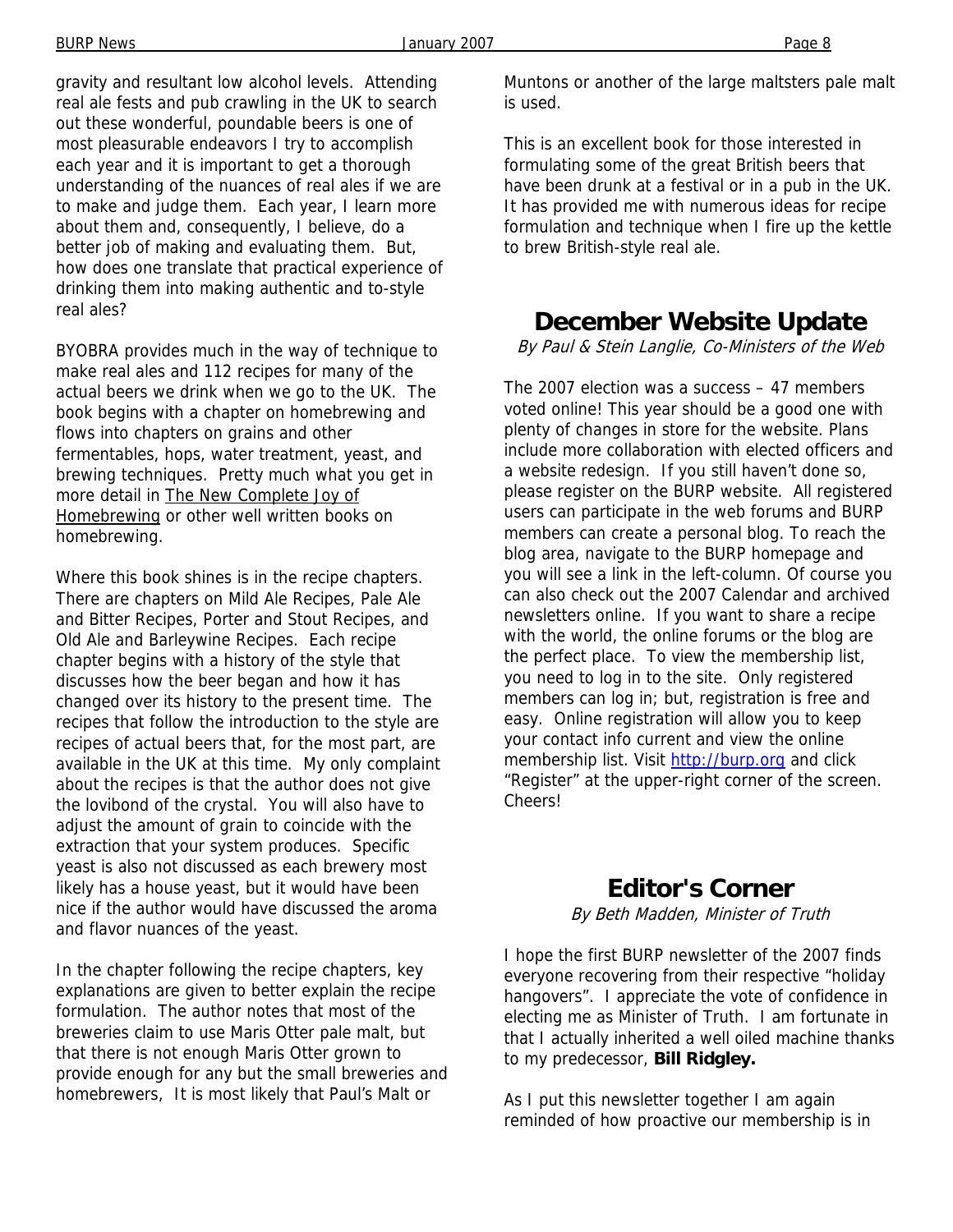gravity and resultant low alcohol levels. Attending real ale fests and pub crawling in the UK to search out these wonderful, poundable beers is one of most pleasurable endeavors I try to accomplish each year and it is important to get a thorough understanding of the nuances of real ales if we are to make and judge them. Each year, I learn more about them and, consequently, I believe, do a better job of making and evaluating them. But, how does one translate that practical experience of drinking them into making authentic and to-style real ales?

BYOBRA provides much in the way of technique to make real ales and 112 recipes for many of the actual beers we drink when we go to the UK. The book begins with a chapter on homebrewing and flows into chapters on grains and other fermentables, hops, water treatment, yeast, and brewing techniques. Pretty much what you get in more detail in The New Complete Joy of Homebrewing or other well written books on homebrewing.

Where this book shines is in the recipe chapters. There are chapters on Mild Ale Recipes, Pale Ale and Bitter Recipes, Porter and Stout Recipes, and Old Ale and Barleywine Recipes. Each recipe chapter begins with a history of the style that discusses how the beer began and how it has changed over its history to the present time. The recipes that follow the introduction to the style are recipes of actual beers that, for the most part, are available in the UK at this time. My only complaint about the recipes is that the author does not give the lovibond of the crystal. You will also have to adjust the amount of grain to coincide with the extraction that your system produces. Specific yeast is also not discussed as each brewery most likely has a house yeast, but it would have been nice if the author would have discussed the aroma and flavor nuances of the yeast.

In the chapter following the recipe chapters, key explanations are given to better explain the recipe formulation. The author notes that most of the breweries claim to use Maris Otter pale malt, but that there is not enough Maris Otter grown to provide enough for any but the small breweries and homebrewers, It is most likely that Paul's Malt or Muntons or another of the large maltsters pale malt is used.

This is an excellent book for those interested in formulating some of the great British beers that have been drunk at a festival or in a pub in the UK. It has provided me with numerous ideas for recipe formulation and technique when I fire up the kettle to brew British-style real ale.

## December Website Update

*By Paul & Stein Langlie, Co-Ministers of the Web*

The 2007 election was a success – 47 members voted online! This year should be a good one with plenty of changes in store for the website. Plans include more collaboration with elected officers and a website redesign. If you still haven't done so, please register on the BURP website. All registered users can participate in the web forums and BURP members can create a personal blog. To reach the blog area, navigate to the BURP homepage and you will see a link in the left-column. Of course you can also check out the 2007 Calendar and archived newsletters online. If you want to share a recipe with the world, the online forums or the blog are the perfect place. To view the membership list, you need to log in to the site. Only registered members can log in; but, registration is free and easy. Online registration will allow you to keep your contact info current and view the online membership list. Visit http://burp.org and click "Register" at the upper-right corner of the screen. Cheers!

## Editor's Corner

*By Beth Madden, Minister of Truth*

I hope the first BURP newsletter of the 2007 finds everyone recovering from their respective "holiday hangovers". I appreciate the vote of confidence in electing me as Minister of Truth. I am fortunate in that I actually inherited a well oiled machine thanks to my predecessor, **Bill Ridgley.**

As I put this newsletter together I am again reminded of how proactive our membership is in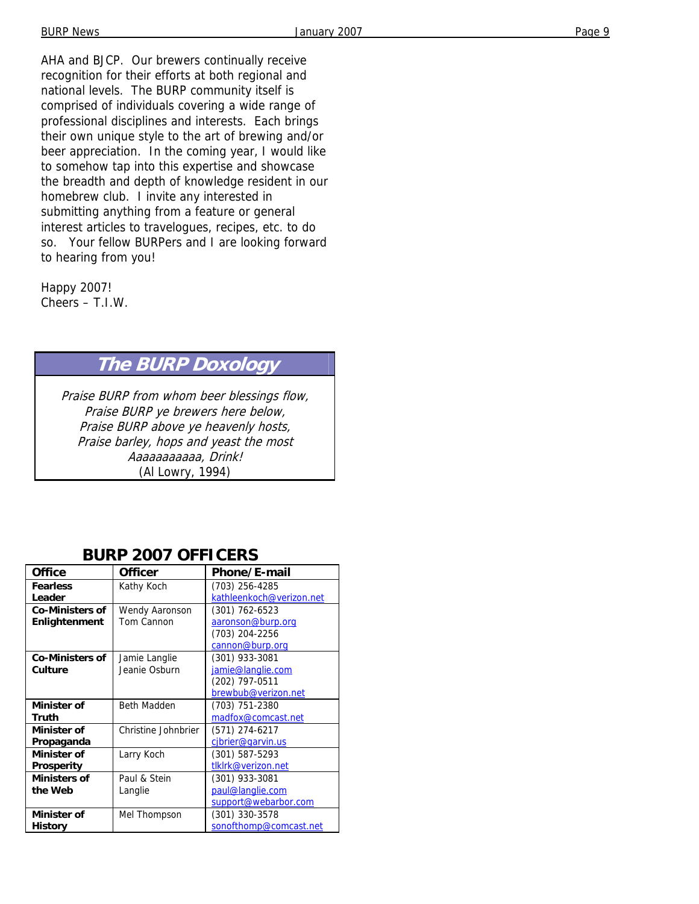AHA and BJCP. Our brewers continually receive recognition for their efforts at both regional and national levels. The BURP community itself is comprised of individuals covering a wide range of professional disciplines and interests. Each brings their own unique style to the art of brewing and/or beer appreciation. In the coming year, I would like to somehow tap into this expertise and showcase the breadth and depth of knowledge resident in our homebrew club. I invite any interested in submitting anything from a feature or general interest articles to travelogues, recipes, etc. to do so. Your fellow BURPers and I are looking forward to hearing from you!

Happy 2007!
Cheers – T.I.W.

## *The BURP Doxology*

*Praise BURP from whom beer blessings flow,*
*Praise BURP ye brewers here below,*
*Praise BURP above ye heavenly hosts,*
*Praise barley, hops and yeast the most*
*Aaaaaaaaaaa, Drink!*
(Al Lowry, 1994)

## BURP 2007 OFFICERS

| Office | Officer | Phone/E-mail |
|---|---|---|
| **Fearless Leader** | Kathy Koch | (703) 256-4285 kathleenkoch@verizon.net |
| **Co-Ministers of Enlightenment** | Wendy Aaronson<br>Tom Cannon | (301) 762-6523 aaronson@burp.org<br>(703) 204-2256 cannon@burp.org |
| **Co-Ministers of Culture** | Jamie Langlie<br>Jeanie Osburn | (301) 933-3081 jamie@langlie.com<br>(202) 797-0511 brewbub@verizon.net |
| **Minister of Truth** | Beth Madden | (703) 751-2380 madfox@comcast.net |
| **Minister of Propaganda** | Christine Johnbrier | (571) 274-6217 cjbrier@garvin.us |
| **Minister of Prosperity** | Larry Koch | (301) 587-5293 tlklrk@verizon.net |
| **Ministers of the Web** | Paul & Stein Langlie | (301) 933-3081 paul@langlie.com support@webarbor.com |
| **Minister of History** | Mel Thompson | (301) 330-3578 sonofthomp@comcast.net |